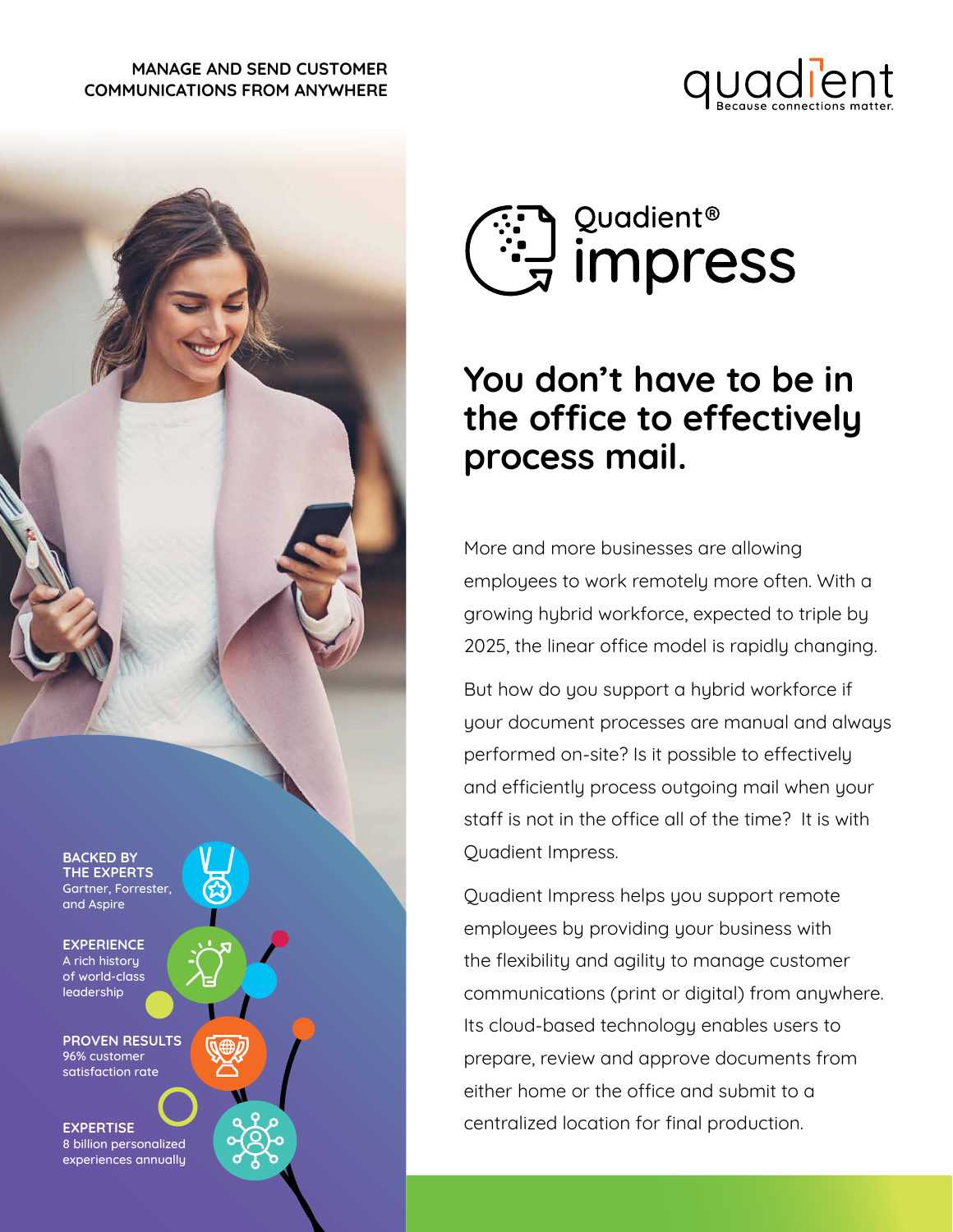MANAGE AND SEND CUSTOMER COMMUNICATIONS FROM ANYWHERE

quadient
Because connections matter.

Quadient®
impress

# You don't have to be in the office to effectively process mail.

More and more businesses are allowing employees to work remotely more often. With a growing hybrid workforce, expected to triple by 2025, the linear office model is rapidly changing.

But how do you support a hybrid workforce if your document processes are manual and always performed on-site? Is it possible to effectively and efficiently process outgoing mail when your staff is not in the office all of the time? It is with Quadient Impress.

Quadient Impress helps you support remote employees by providing your business with the flexibility and agility to manage customer communications (print or digital) from anywhere. Its cloud-based technology enables users to prepare, review and approve documents from either home or the office and submit to a centralized location for final production.

**BACKED BY THE EXPERTS**
Gartner, Forrester, and Aspire

**EXPERIENCE**
A rich history of world-class leadership

**PROVEN RESULTS**
96% customer satisfaction rate

**EXPERTISE**
8 billion personalized experiences annually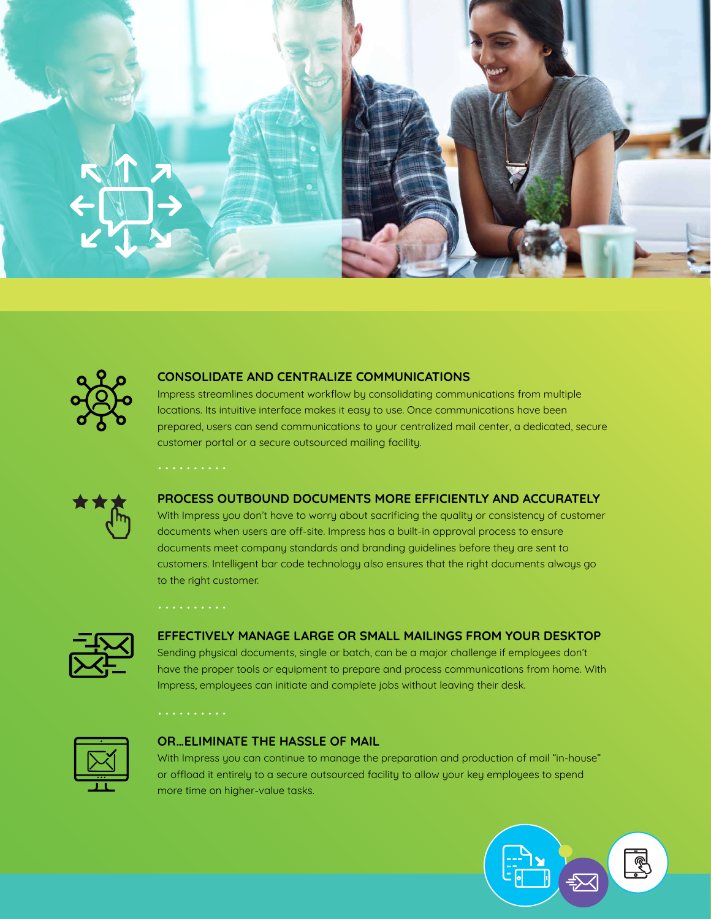## CONSOLIDATE AND CENTRALIZE COMMUNICATIONS

Impress streamlines document workflow by consolidating communications from multiple locations. Its intuitive interface makes it easy to use. Once communications have been prepared, users can send communications to your centralized mail center, a dedicated, secure customer portal or a secure outsourced mailing facility.

## PROCESS OUTBOUND DOCUMENTS MORE EFFICIENTLY AND ACCURATELY

With Impress you don't have to worry about sacrificing the quality or consistency of customer documents when users are off-site. Impress has a built-in approval process to ensure documents meet company standards and branding guidelines before they are sent to customers. Intelligent bar code technology also ensures that the right documents always go to the right customer.

## EFFECTIVELY MANAGE LARGE OR SMALL MAILINGS FROM YOUR DESKTOP

Sending physical documents, single or batch, can be a major challenge if employees don't have the proper tools or equipment to prepare and process communications from home. With Impress, employees can initiate and complete jobs without leaving their desk.

## OR...ELIMINATE THE HASSLE OF MAIL

With Impress you can continue to manage the preparation and production of mail "in-house" or offload it entirely to a secure outsourced facility to allow your key employees to spend more time on higher-value tasks.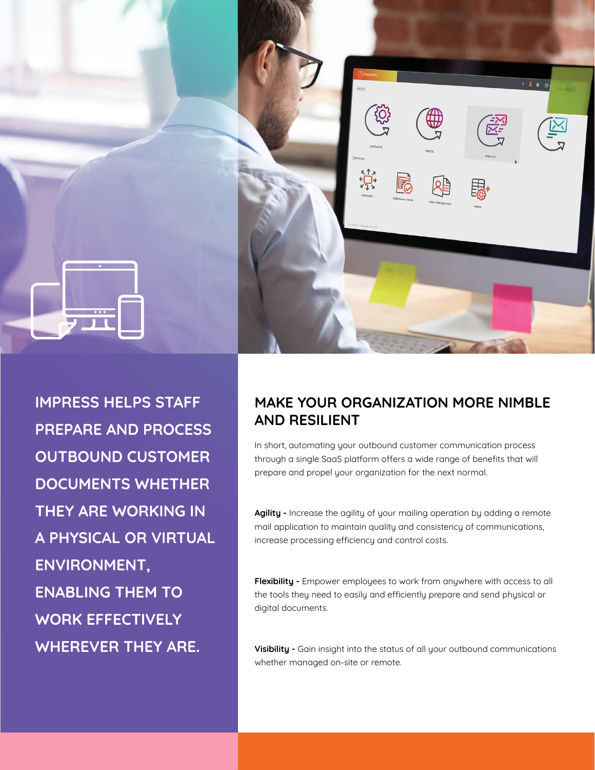**IMPRESS HELPS STAFF PREPARE AND PROCESS OUTBOUND CUSTOMER DOCUMENTS WHETHER THEY ARE WORKING IN A PHYSICAL OR VIRTUAL ENVIRONMENT, ENABLING THEM TO WORK EFFECTIVELY WHEREVER THEY ARE.**

## MAKE YOUR ORGANIZATION MORE NIMBLE AND RESILIENT

In short, automating your outbound customer communication process through a single SaaS platform offers a wide range of benefits that will prepare and propel your organization for the next normal.

**Agility -** Increase the agility of your mailing operation by adding a remote mail application to maintain quality and consistency of communications, increase processing efficiency and control costs.

**Flexibility -** Empower employees to work from anywhere with access to all the tools they need to easily and efficiently prepare and send physical or digital documents.

**Visibility -** Gain insight into the status of all your outbound communications whether managed on-site or remote.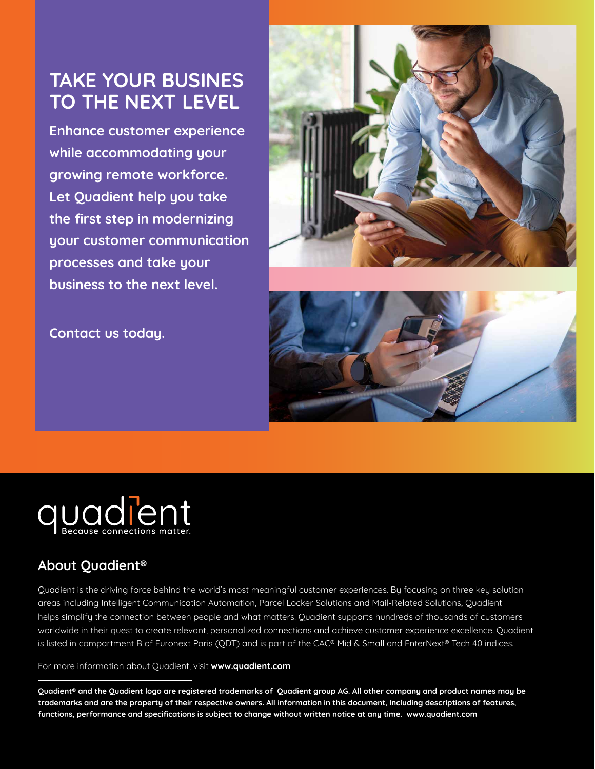# TAKE YOUR BUSINES TO THE NEXT LEVEL

**Enhance customer experience while accommodating your growing remote workforce. Let Quadient help you take the first step in modernizing your customer communication processes and take your business to the next level.**

**Contact us today.**

quadient
Because connections matter.

## About Quadient®

Quadient is the driving force behind the world's most meaningful customer experiences. By focusing on three key solution areas including Intelligent Communication Automation, Parcel Locker Solutions and Mail-Related Solutions, Quadient helps simplify the connection between people and what matters. Quadient supports hundreds of thousands of customers worldwide in their quest to create relevant, personalized connections and achieve customer experience excellence. Quadient is listed in compartment B of Euronext Paris (QDT) and is part of the CAC® Mid & Small and EnterNext® Tech 40 indices.

For more information about Quadient, visit **www.quadient.com**

**Quadient® and the Quadient logo are registered trademarks of Quadient group AG. All other company and product names may be trademarks and are the property of their respective owners. All information in this document, including descriptions of features, functions, performance and specifications is subject to change without written notice at any time. www.quadient.com**